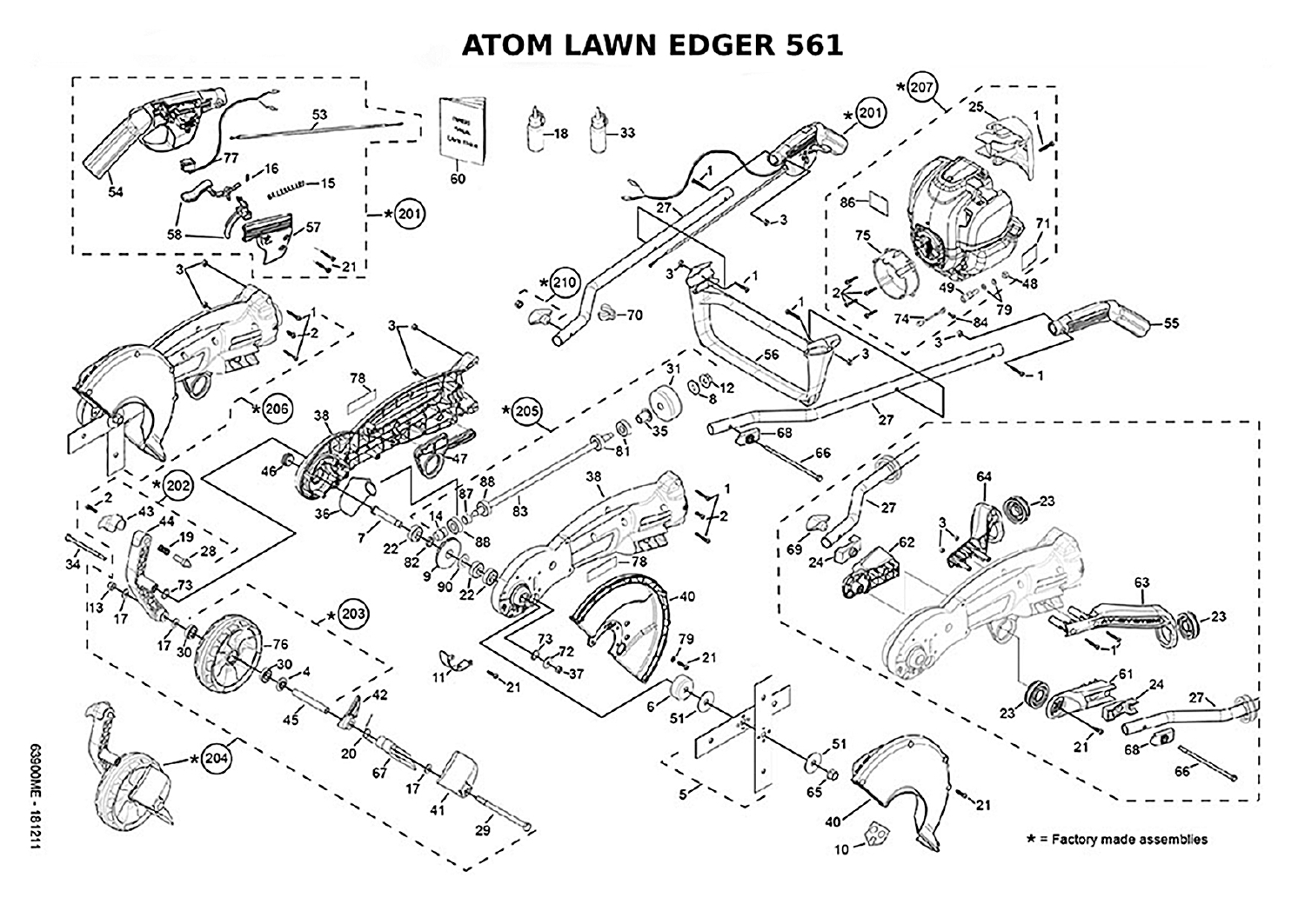# ATOM LAWN EDGER 561

\* = Factory made assemblies

63900ME - 181211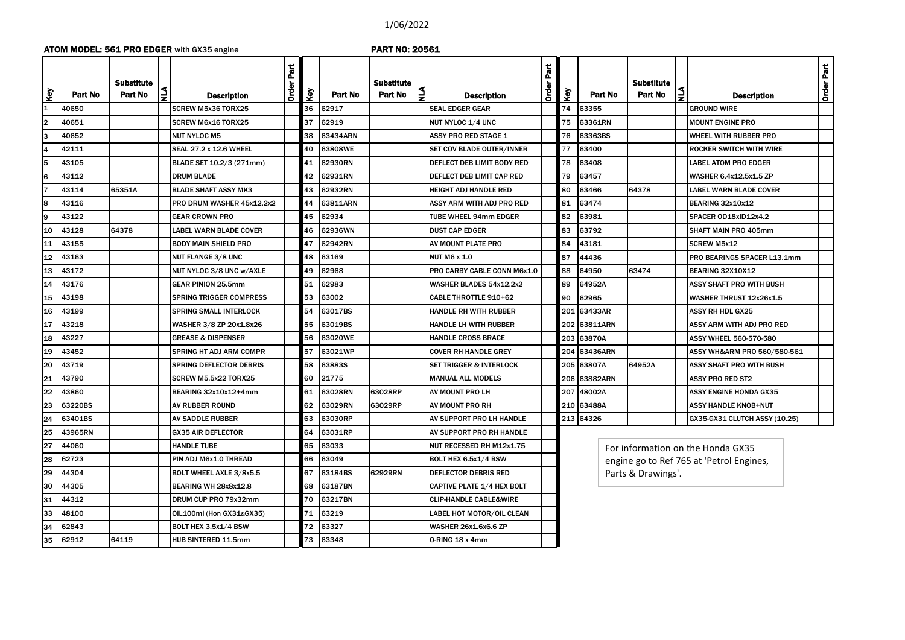1/06/2022

**ATOM MODEL: 561 PRO EDGER** with GX35 engine

**PART NO: 20561**

| Key | Part No | Substitute Part No | NLA | Description | Order Part | Key | Part No | Substitute Part No | NLA | Description | Order Part | Key | Part No | Substitute Part No | NLA | Description | Order Part |
|---|---|---|---|---|---|---|---|---|---|---|---|---|---|---|---|---|---|
| 1 | 40650 | | | SCREW M5x36 TORX25 | | 36 | 62917 | | | SEAL EDGER GEAR | | 74 | 63355 | | | GROUND WIRE | |
| 2 | 40651 | | | SCREW M6x16 TORX25 | | 37 | 62919 | | | NUT NYLOC 1/4 UNC | | 75 | 63361RN | | | MOUNT ENGINE PRO | |
| 3 | 40652 | | | NUT NYLOC M5 | | 38 | 63434ARN | | | ASSY PRO RED STAGE 1 | | 76 | 63363BS | | | WHEEL WITH RUBBER PRO | |
| 4 | 42111 | | | SEAL 27.2 x 12.6 WHEEL | | 40 | 63808WE | | | SET COV BLADE OUTER/INNER | | 77 | 63400 | | | ROCKER SWITCH WITH WIRE | |
| 5 | 43105 | | | BLADE SET 10.2/3 (271mm) | | 41 | 62930RN | | | DEFLECT DEB LIMIT BODY RED | | 78 | 63408 | | | LABEL ATOM PRO EDGER | |
| 6 | 43112 | | | DRUM BLADE | | 42 | 62931RN | | | DEFLECT DEB LIMIT CAP RED | | 79 | 63457 | | | WASHER 6.4x12.5x1.5 ZP | |
| 7 | 43114 | 65351A | | BLADE SHAFT ASSY MK3 | | 43 | 62932RN | | | HEIGHT ADJ HANDLE RED | | 80 | 63466 | 64378 | | LABEL WARN BLADE COVER | |
| 8 | 43116 | | | PRO DRUM WASHER 45x12.2x2 | | 44 | 63811ARN | | | ASSY ARM WITH ADJ PRO RED | | 81 | 63474 | | | BEARING 32x10x12 | |
| 9 | 43122 | | | GEAR CROWN PRO | | 45 | 62934 | | | TUBE WHEEL 94mm EDGER | | 82 | 63981 | | | SPACER OD18xID12x4.2 | |
| 10 | 43128 | 64378 | | LABEL WARN BLADE COVER | | 46 | 62936WN | | | DUST CAP EDGER | | 83 | 63792 | | | SHAFT MAIN PRO 405mm | |
| 11 | 43155 | | | BODY MAIN SHIELD PRO | | 47 | 62942RN | | | AV MOUNT PLATE PRO | | 84 | 43181 | | | SCREW M5x12 | |
| 12 | 43163 | | | NUT FLANGE 3/8 UNC | | 48 | 63169 | | | NUT M6 x 1.0 | | 87 | 44436 | | | PRO BEARINGS SPACER L13.1mm | |
| 13 | 43172 | | | NUT NYLOC 3/8 UNC w/AXLE | | 49 | 62968 | | | PRO CARBY CABLE CONN M6x1.0 | | 88 | 64950 | 63474 | | BEARING 32X10X12 | |
| 14 | 43176 | | | GEAR PINION 25.5mm | | 51 | 62983 | | | WASHER BLADES 54x12.2x2 | | 89 | 64952A | | | ASSY SHAFT PRO WITH BUSH | |
| 15 | 43198 | | | SPRING TRIGGER COMPRESS | | 53 | 63002 | | | CABLE THROTTLE 910+62 | | 90 | 62965 | | | WASHER THRUST 12x26x1.5 | |
| 16 | 43199 | | | SPRING SMALL INTERLOCK | | 54 | 63017BS | | | HANDLE RH WITH RUBBER | | 201 | 63433AR | | | ASSY RH HDL GX25 | |
| 17 | 43218 | | | WASHER 3/8 ZP 20x1.8x26 | | 55 | 63019BS | | | HANDLE LH WITH RUBBER | | 202 | 63811ARN | | | ASSY ARM WITH ADJ PRO RED | |
| 18 | 43227 | | | GREASE & DISPENSER | | 56 | 63020WE | | | HANDLE CROSS BRACE | | 203 | 63870A | | | ASSY WHEEL 560-570-580 | |
| 19 | 43452 | | | SPRING HT ADJ ARM COMPR | | 57 | 63021WP | | | COVER RH HANDLE GREY | | 204 | 63436ARN | | | ASSY WH&ARM PRO 560/580-561 | |
| 20 | 43719 | | | SPRING DEFLECTOR DEBRIS | | 58 | 63883S | | | SET TRIGGER & INTERLOCK | | 205 | 63807A | 64952A | | ASSY SHAFT PRO WITH BUSH | |
| 21 | 43790 | | | SCREW M5.5x22 TORX25 | | 60 | 21775 | | | MANUAL ALL MODELS | | 206 | 63882ARN | | | ASSY PRO RED ST2 | |
| 22 | 43860 | | | BEARING 32x10x12+4mm | | 61 | 63028RN | 63028RP | | AV MOUNT PRO LH | | 207 | 48002A | | | ASSY ENGINE HONDA GX35 | |
| 23 | 63220BS | | | AV RUBBER ROUND | | 62 | 63029RN | 63029RP | | AV MOUNT PRO RH | | 210 | 63488A | | | ASSY HANDLE KNOB+NUT | |
| 24 | 63401BS | | | AV SADDLE RUBBER | | 63 | 63030RP | | | AV SUPPORT PRO LH HANDLE | | 213 | 64326 | | | GX35-GX31 CLUTCH ASSY (10.25) | |
| 25 | 43965RN | | | GX35 AIR DEFLECTOR | | 64 | 63031RP | | | AV SUPPORT PRO RH HANDLE | | | | | | | |
| 27 | 44060 | | | HANDLE TUBE | | 65 | 63033 | | | NUT RECESSED RH M12x1.75 | | | | | | | |
| 28 | 62723 | | | PIN ADJ M6x1.0 THREAD | | 66 | 63049 | | | BOLT HEX 6.5x1/4 BSW | | | | | | | |
| 29 | 44304 | | | BOLT WHEEL AXLE 3/8x5.5 | | 67 | 63184BS | 62929RN | | DEFLECTOR DEBRIS RED | | | | | | | |
| 30 | 44305 | | | BEARING WH 28x8x12.8 | | 68 | 63187BN | | | CAPTIVE PLATE 1/4 HEX BOLT | | | | | | | |
| 31 | 44312 | | | DRUM CUP PRO 79x32mm | | 70 | 63217BN | | | CLIP-HANDLE CABLE&WIRE | | | | | | | |
| 33 | 48100 | | | OIL100ml (Hon GX31&GX35) | | 71 | 63219 | | | LABEL HOT MOTOR/OIL CLEAN | | | | | | | |
| 34 | 62843 | | | BOLT HEX 3.5x1/4 BSW | | 72 | 63327 | | | WASHER 26x1.6x6.6 ZP | | | | | | | |
| 35 | 62912 | 64119 | | HUB SINTERED 11.5mm | | 73 | 63348 | | | O-RING 18 x 4mm | | | | | | | |

For information on the Honda GX35 engine go to Ref 765 at 'Petrol Engines, Parts & Drawings'.